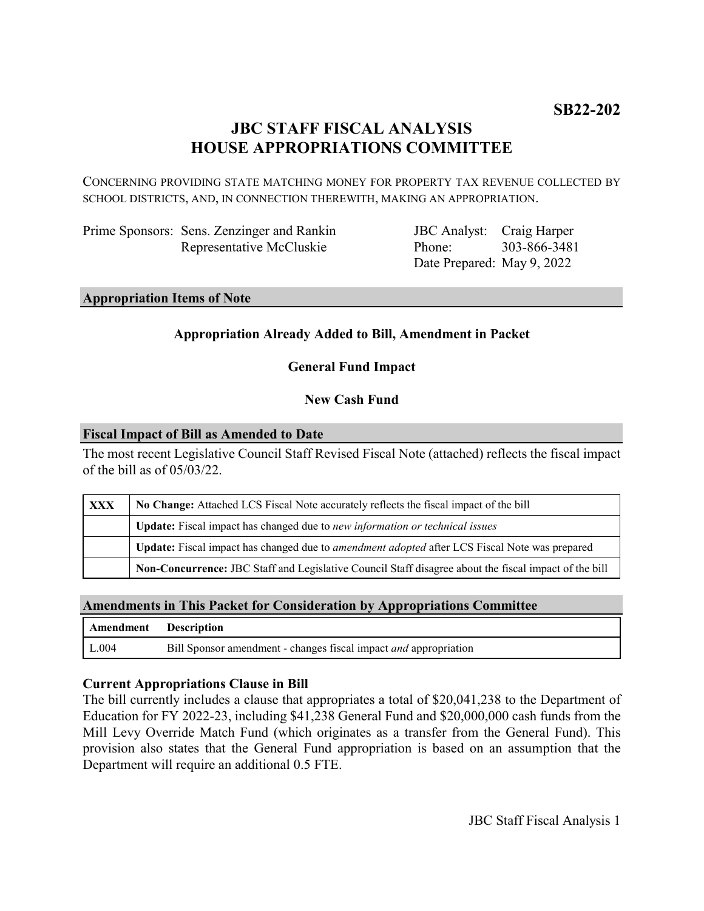**SB22-202**

# JBC STAFF FISCAL ANALYSIS
# HOUSE APPROPRIATIONS COMMITTEE

CONCERNING PROVIDING STATE MATCHING MONEY FOR PROPERTY TAX REVENUE COLLECTED BY SCHOOL DISTRICTS, AND, IN CONNECTION THEREWITH, MAKING AN APPROPRIATION.

| | | | |
|---|---|---|---|
| Prime Sponsors: | Sens. Zenzinger and Rankin<br>Representative McCluskie | JBC Analyst:<br>Phone:<br>Date Prepared: | Craig Harper<br>303-866-3481<br>May 9, 2022 |

## Appropriation Items of Note

**Appropriation Already Added to Bill, Amendment in Packet**

**General Fund Impact**

**New Cash Fund**

## Fiscal Impact of Bill as Amended to Date

The most recent Legislative Council Staff Revised Fiscal Note (attached) reflects the fiscal impact of the bill as of 05/03/22.

| | |
|---|---|
| **XXX** | **No Change:** Attached LCS Fiscal Note accurately reflects the fiscal impact of the bill |
| | **Update:** Fiscal impact has changed due to *new information or technical issues* |
| | **Update:** Fiscal impact has changed due to *amendment adopted* after LCS Fiscal Note was prepared |
| | **Non-Concurrence:** JBC Staff and Legislative Council Staff disagree about the fiscal impact of the bill |

## Amendments in This Packet for Consideration by Appropriations Committee

| Amendment | Description |
|---|---|
| L.004 | Bill Sponsor amendment - changes fiscal impact *and* appropriation |

### Current Appropriations Clause in Bill

The bill currently includes a clause that appropriates a total of $20,041,238 to the Department of Education for FY 2022-23, including $41,238 General Fund and $20,000,000 cash funds from the Mill Levy Override Match Fund (which originates as a transfer from the General Fund). This provision also states that the General Fund appropriation is based on an assumption that the Department will require an additional 0.5 FTE.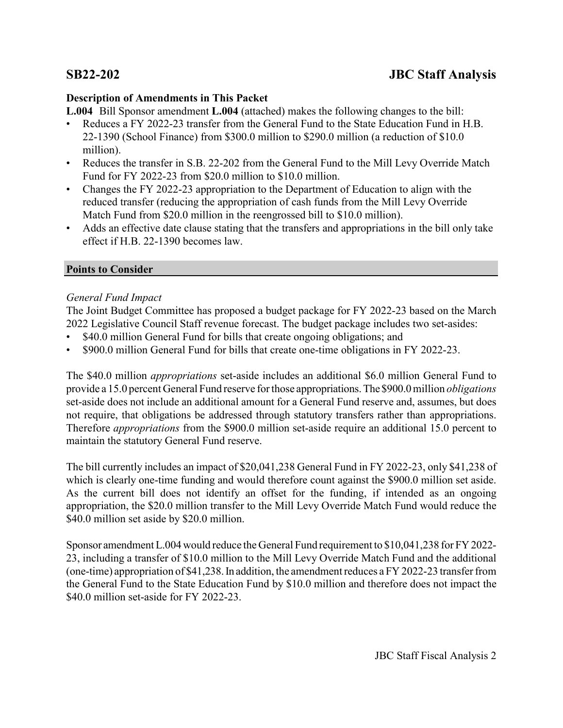## SB22-202 JBC Staff Analysis

**Description of Amendments in This Packet**

**L.004** Bill Sponsor amendment **L.004** (attached) makes the following changes to the bill:

- Reduces a FY 2022-23 transfer from the General Fund to the State Education Fund in H.B. 22-1390 (School Finance) from $300.0 million to $290.0 million (a reduction of $10.0 million).
- Reduces the transfer in S.B. 22-202 from the General Fund to the Mill Levy Override Match Fund for FY 2022-23 from $20.0 million to $10.0 million.
- Changes the FY 2022-23 appropriation to the Department of Education to align with the reduced transfer (reducing the appropriation of cash funds from the Mill Levy Override Match Fund from $20.0 million in the reengrossed bill to $10.0 million).
- Adds an effective date clause stating that the transfers and appropriations in the bill only take effect if H.B. 22-1390 becomes law.

### Points to Consider

*General Fund Impact*

The Joint Budget Committee has proposed a budget package for FY 2022-23 based on the March 2022 Legislative Council Staff revenue forecast. The budget package includes two set-asides:

- $40.0 million General Fund for bills that create ongoing obligations; and
- $900.0 million General Fund for bills that create one-time obligations in FY 2022-23.

The $40.0 million *appropriations* set-aside includes an additional $6.0 million General Fund to provide a 15.0 percent General Fund reserve for those appropriations. The $900.0 million *obligations* set-aside does not include an additional amount for a General Fund reserve and, assumes, but does not require, that obligations be addressed through statutory transfers rather than appropriations. Therefore *appropriations* from the $900.0 million set-aside require an additional 15.0 percent to maintain the statutory General Fund reserve.

The bill currently includes an impact of $20,041,238 General Fund in FY 2022-23, only $41,238 of which is clearly one-time funding and would therefore count against the $900.0 million set aside. As the current bill does not identify an offset for the funding, if intended as an ongoing appropriation, the $20.0 million transfer to the Mill Levy Override Match Fund would reduce the $40.0 million set aside by $20.0 million.

Sponsor amendment L.004 would reduce the General Fund requirement to $10,041,238 for FY 2022-23, including a transfer of $10.0 million to the Mill Levy Override Match Fund and the additional (one-time) appropriation of $41,238. In addition, the amendment reduces a FY 2022-23 transfer from the General Fund to the State Education Fund by $10.0 million and therefore does not impact the $40.0 million set-aside for FY 2022-23.